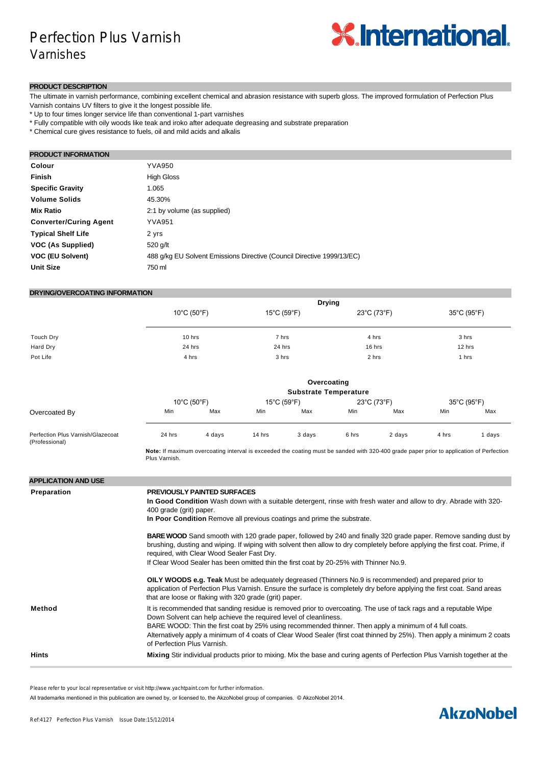# Perfection Plus Varnish
Varnishes

## PRODUCT DESCRIPTION

The ultimate in varnish performance, combining excellent chemical and abrasion resistance with superb gloss. The improved formulation of Perfection Plus Varnish contains UV filters to give it the longest possible life.

* Up to four times longer service life than conventional 1-part varnishes
* Fully compatible with oily woods like teak and iroko after adequate degreasing and substrate preparation
* Chemical cure gives resistance to fuels, oil and mild acids and alkalis

## PRODUCT INFORMATION

| | |
|---|---|
| **Colour** | YVA950 |
| **Finish** | High Gloss |
| **Specific Gravity** | 1.065 |
| **Volume Solids** | 45.30% |
| **Mix Ratio** | 2:1 by volume (as supplied) |
| **Converter/Curing Agent** | YVA951 |
| **Typical Shelf Life** | 2 yrs |
| **VOC (As Supplied)** | 520 g/lt |
| **VOC (EU Solvent)** | 488 g/kg EU Solvent Emissions Directive (Council Directive 1999/13/EC) |
| **Unit Size** | 750 ml |

## DRYING/OVERCOATING INFORMATION

| | Drying | | | |
|---|---|---|---|---|
| | 10°C (50°F) | 15°C (59°F) | 23°C (73°F) | 35°C (95°F) |
| Touch Dry | 10 hrs | 7 hrs | 4 hrs | 3 hrs |
| Hard Dry | 24 hrs | 24 hrs | 16 hrs | 12 hrs |
| Pot Life | 4 hrs | 3 hrs | 2 hrs | 1 hrs |

| | Overcoating Substrate Temperature | | | | | | | |
|---|---|---|---|---|---|---|---|---|
| | 10°C (50°F) | | 15°C (59°F) | | 23°C (73°F) | | 35°C (95°F) | |
| Overcoated By | Min | Max | Min | Max | Min | Max | Min | Max |
| Perfection Plus Varnish/Glazecoat (Professional) | 24 hrs | 4 days | 14 hrs | 3 days | 6 hrs | 2 days | 4 hrs | 1 days |

**Note:** If maximum overcoating interval is exceeded the coating must be sanded with 320-400 grade paper prior to application of Perfection Plus Varnish.

## APPLICATION AND USE

**Preparation**

**PREVIOUSLY PAINTED SURFACES**

**In Good Condition** Wash down with a suitable detergent, rinse with fresh water and allow to dry. Abrade with 320-400 grade (grit) paper.

**In Poor Condition** Remove all previous coatings and prime the substrate.

**BARE WOOD** Sand smooth with 120 grade paper, followed by 240 and finally 320 grade paper. Remove sanding dust by brushing, dusting and wiping. If wiping with solvent then allow to dry completely before applying the first coat. Prime, if required, with Clear Wood Sealer Fast Dry.

If Clear Wood Sealer has been omitted thin the first coat by 20-25% with Thinner No.9.

**OILY WOODS e.g. Teak** Must be adequately degreased (Thinners No.9 is recommended) and prepared prior to application of Perfection Plus Varnish. Ensure the surface is completely dry before applying the first coat. Sand areas that are loose or flaking with 320 grade (grit) paper.

**Method**

It is recommended that sanding residue is removed prior to overcoating. The use of tack rags and a reputable Wipe Down Solvent can help achieve the required level of cleanliness.

BARE WOOD: Thin the first coat by 25% using recommended thinner. Then apply a minimum of 4 full coats.

Alternatively apply a minimum of 4 coats of Clear Wood Sealer (first coat thinned by 25%). Then apply a minimum 2 coats of Perfection Plus Varnish.

**Hints**

**Mixing** Stir individual products prior to mixing. Mix the base and curing agents of Perfection Plus Varnish together at the

Please refer to your local representative or visit http://www.yachtpaint.com for further information.

All trademarks mentioned in this publication are owned by, or licensed to, the AkzoNobel group of companies. © AkzoNobel 2014.

Ref:4127 Perfection Plus Varnish Issue Date:15/12/2014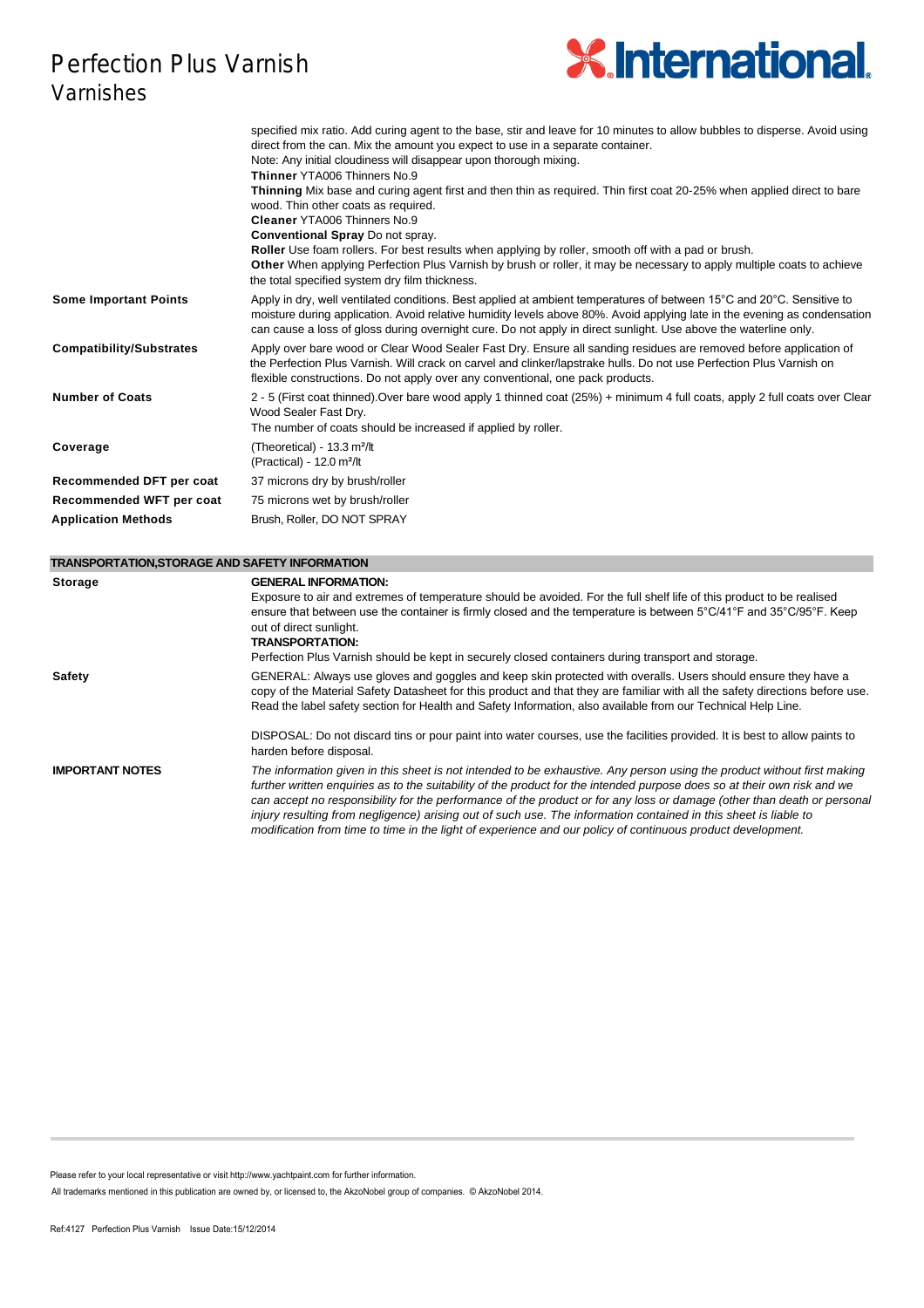# Perfection Plus Varnish
## Varnishes

| | |
|---|---|
| | specified mix ratio. Add curing agent to the base, stir and leave for 10 minutes to allow bubbles to disperse. Avoid using direct from the can. Mix the amount you expect to use in a separate container.<br>Note: Any initial cloudiness will disappear upon thorough mixing.<br>**Thinner** YTA006 Thinners No.9<br>**Thinning** Mix base and curing agent first and then thin as required. Thin first coat 20-25% when applied direct to bare wood. Thin other coats as required.<br>**Cleaner** YTA006 Thinners No.9<br>**Conventional Spray** Do not spray.<br>**Roller** Use foam rollers. For best results when applying by roller, smooth off with a pad or brush.<br>**Other** When applying Perfection Plus Varnish by brush or roller, it may be necessary to apply multiple coats to achieve the total specified system dry film thickness. |
| **Some Important Points** | Apply in dry, well ventilated conditions. Best applied at ambient temperatures of between 15°C and 20°C. Sensitive to moisture during application. Avoid relative humidity levels above 80%. Avoid applying late in the evening as condensation can cause a loss of gloss during overnight cure. Do not apply in direct sunlight. Use above the waterline only. |
| **Compatibility/Substrates** | Apply over bare wood or Clear Wood Sealer Fast Dry. Ensure all sanding residues are removed before application of the Perfection Plus Varnish. Will crack on carvel and clinker/lapstrake hulls. Do not use Perfection Plus Varnish on flexible constructions. Do not apply over any conventional, one pack products. |
| **Number of Coats** | 2 - 5 (First coat thinned).Over bare wood apply 1 thinned coat (25%) + minimum 4 full coats, apply 2 full coats over Clear Wood Sealer Fast Dry.<br>The number of coats should be increased if applied by roller. |
| **Coverage** | (Theoretical) - 13.3 m²/lt<br>(Practical) - 12.0 m²/lt |
| **Recommended DFT per coat** | 37 microns dry by brush/roller |
| **Recommended WFT per coat** | 75 microns wet by brush/roller |
| **Application Methods** | Brush, Roller, DO NOT SPRAY |

## TRANSPORTATION,STORAGE AND SAFETY INFORMATION

| | |
|---|---|
| **Storage** | **GENERAL INFORMATION:**<br>Exposure to air and extremes of temperature should be avoided. For the full shelf life of this product to be realised ensure that between use the container is firmly closed and the temperature is between 5°C/41°F and 35°C/95°F. Keep out of direct sunlight.<br>**TRANSPORTATION:**<br>Perfection Plus Varnish should be kept in securely closed containers during transport and storage. |
| **Safety** | GENERAL: Always use gloves and goggles and keep skin protected with overalls. Users should ensure they have a copy of the Material Safety Datasheet for this product and that they are familiar with all the safety directions before use. Read the label safety section for Health and Safety Information, also available from our Technical Help Line.<br><br>DISPOSAL: Do not discard tins or pour paint into water courses, use the facilities provided. It is best to allow paints to harden before disposal. |
| **IMPORTANT NOTES** | *The information given in this sheet is not intended to be exhaustive. Any person using the product without first making further written enquiries as to the suitability of the product for the intended purpose does so at their own risk and we can accept no responsibility for the performance of the product or for any loss or damage (other than death or personal injury resulting from negligence) arising out of such use. The information contained in this sheet is liable to modification from time to time in the light of experience and our policy of continuous product development.* |

Please refer to your local representative or visit http://www.yachtpaint.com for further information.

All trademarks mentioned in this publication are owned by, or licensed to, the AkzoNobel group of companies. © AkzoNobel 2014.

Ref:4127 Perfection Plus Varnish Issue Date:15/12/2014